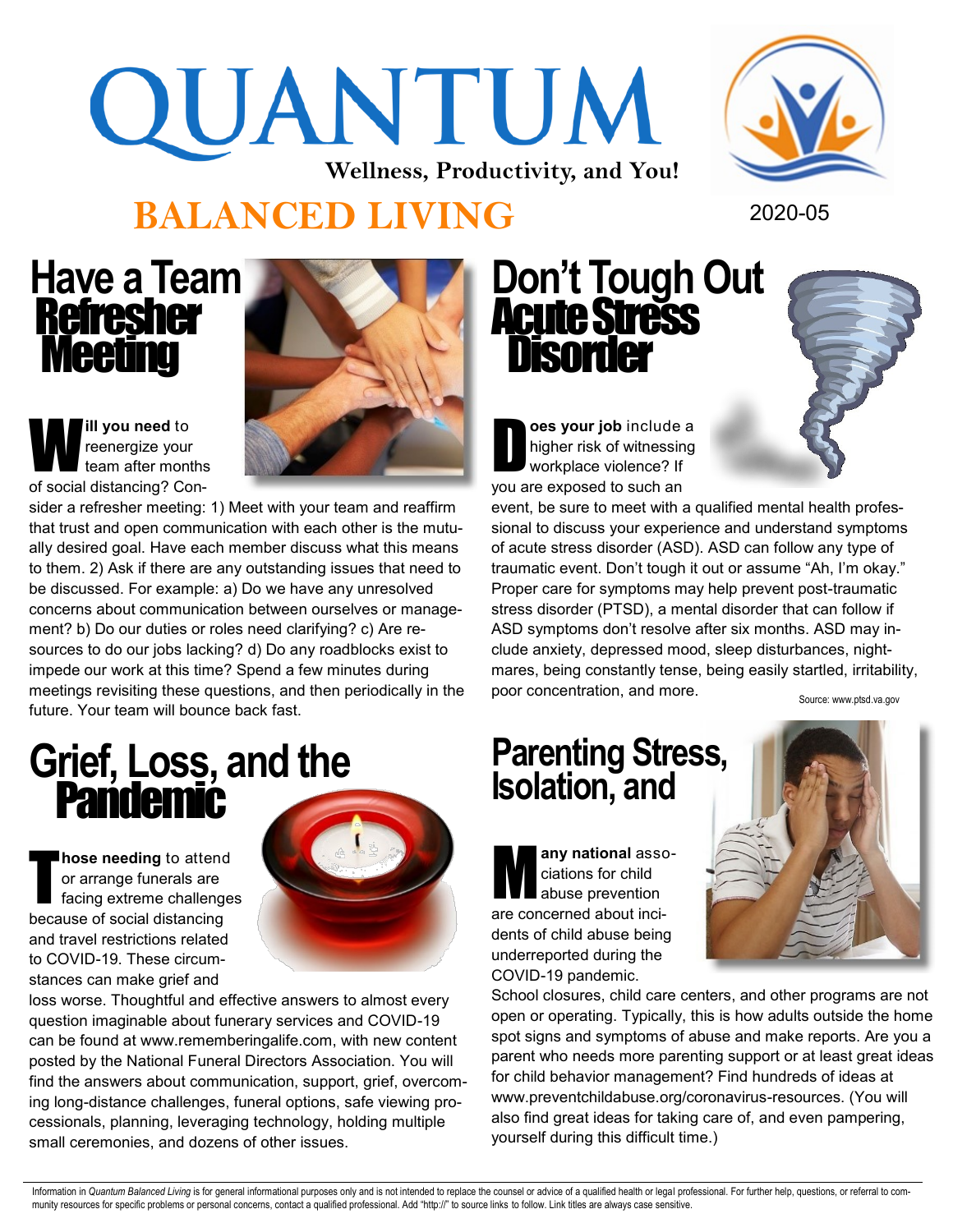# QUANTUM

**Wellness, Productivity, and You!**

# BALANCED LIVING

2020-05

## Have a Team Refresher Meeting

**Will you need** to reenergize your team after months of social distancing? Consider a refresher meeting: 1) Meet with your team and reaffirm that trust and open communication with each other is the mutually desired goal. Have each member discuss what this means to them. 2) Ask if there are any outstanding issues that need to be discussed. For example: a) Do we have any unresolved concerns about communication between ourselves or management? b) Do our duties or roles need clarifying? c) Are resources to do our jobs lacking? d) Do any roadblocks exist to impede our work at this time? Spend a few minutes during meetings revisiting these questions, and then periodically in the future. Your team will bounce back fast.

## Don't Tough Out Acute Stress Disorder

**Does your job** include a higher risk of witnessing workplace violence? If you are exposed to such an event, be sure to meet with a qualified mental health professional to discuss your experience and understand symptoms of acute stress disorder (ASD). ASD can follow any type of traumatic event. Don't tough it out or assume "Ah, I'm okay." Proper care for symptoms may help prevent post-traumatic stress disorder (PTSD), a mental disorder that can follow if ASD symptoms don't resolve after six months. ASD may include anxiety, depressed mood, sleep disturbances, nightmares, being constantly tense, being easily startled, irritability, poor concentration, and more.

Source: www.ptsd.va.gov

## Grief, Loss, and the Pandemic

**Those needing** to attend or arrange funerals are facing extreme challenges because of social distancing and travel restrictions related to COVID-19. These circumstances can make grief and loss worse. Thoughtful and effective answers to almost every question imaginable about funerary services and COVID-19 can be found at www.rememberingalife.com, with new content posted by the National Funeral Directors Association. You will find the answers about communication, support, grief, overcoming long-distance challenges, funeral options, safe viewing processionals, planning, leveraging technology, holding multiple small ceremonies, and dozens of other issues.

## Parenting Stress, Isolation, and

**Many national** associations for child abuse prevention are concerned about incidents of child abuse being underreported during the COVID-19 pandemic. School closures, child care centers, and other programs are not open or operating. Typically, this is how adults outside the home spot signs and symptoms of abuse and make reports. Are you a parent who needs more parenting support or at least great ideas for child behavior management? Find hundreds of ideas at www.preventchildabuse.org/coronavirus-resources. (You will also find great ideas for taking care of, and even pampering, yourself during this difficult time.)

Information in *Quantum Balanced Living* is for general informational purposes only and is not intended to replace the counsel or advice of a qualified health or legal professional. For further help, questions, or referral to community resources for specific problems or personal concerns, contact a qualified professional. Add "http://" to source links to follow. Link titles are always case sensitive.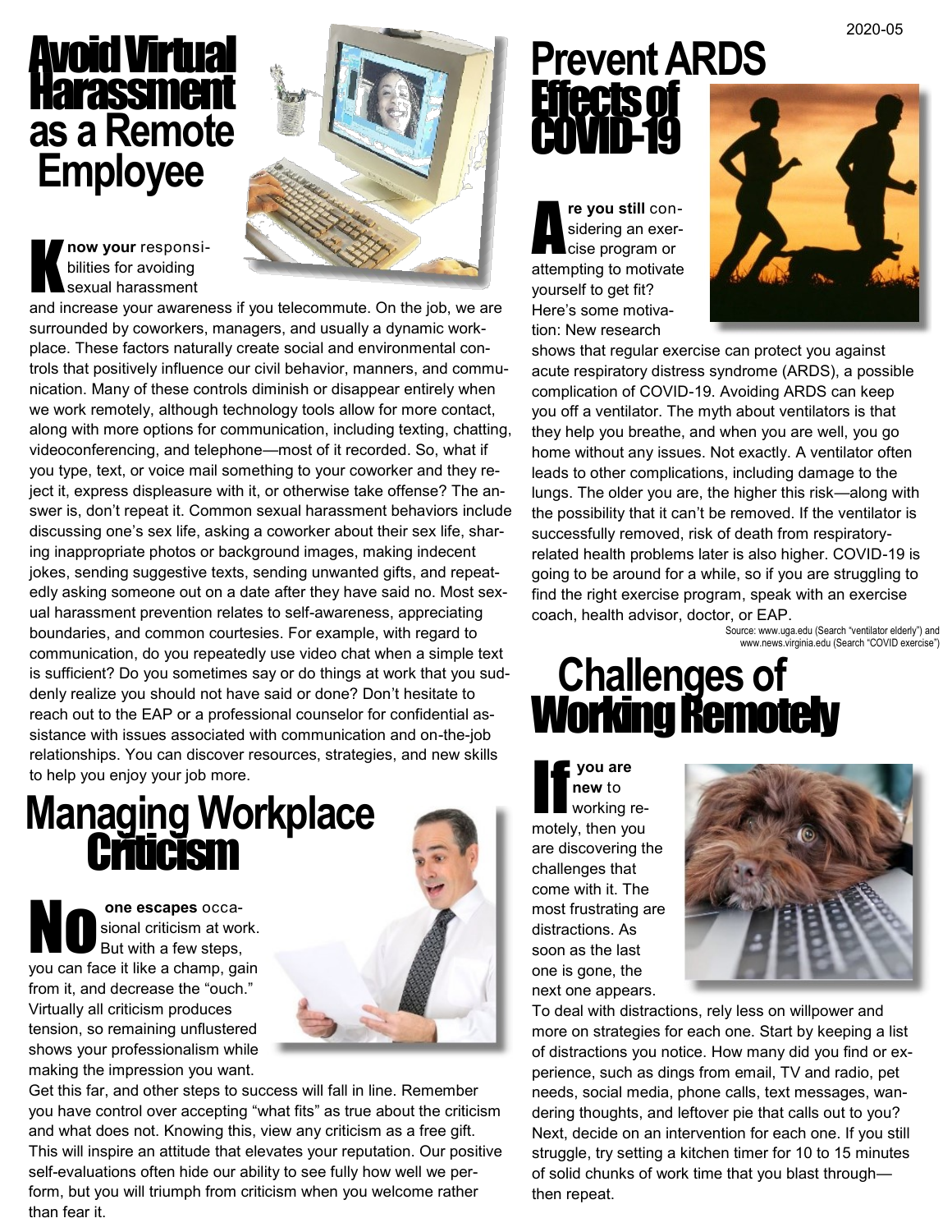# Avoid Virtual Harassment as a Remote Employee

**Know your** responsibilities for avoiding sexual harassment and increase your awareness if you telecommute. On the job, we are surrounded by coworkers, managers, and usually a dynamic workplace. These factors naturally create social and environmental controls that positively influence our civil behavior, manners, and communication. Many of these controls diminish or disappear entirely when we work remotely, although technology tools allow for more contact, along with more options for communication, including texting, chatting, videoconferencing, and telephone—most of it recorded. So, what if you type, text, or voice mail something to your coworker and they reject it, express displeasure with it, or otherwise take offense? The answer is, don't repeat it. Common sexual harassment behaviors include discussing one's sex life, asking a coworker about their sex life, sharing inappropriate photos or background images, making indecent jokes, sending suggestive texts, sending unwanted gifts, and repeatedly asking someone out on a date after they have said no. Most sexual harassment prevention relates to self-awareness, appreciating boundaries, and common courtesies. For example, with regard to communication, do you repeatedly use video chat when a simple text is sufficient? Do you sometimes say or do things at work that you suddenly realize you should not have said or done? Don't hesitate to reach out to the EAP or a professional counselor for confidential assistance with issues associated with communication and on-the-job relationships. You can discover resources, strategies, and new skills to help you enjoy your job more.

# Managing Workplace Criticism

**No one escapes** occasional criticism at work. But with a few steps, you can face it like a champ, gain from it, and decrease the "ouch." Virtually all criticism produces tension, so remaining unflustered shows your professionalism while making the impression you want. Get this far, and other steps to success will fall in line. Remember you have control over accepting "what fits" as true about the criticism and what does not. Knowing this, view any criticism as a free gift. This will inspire an attitude that elevates your reputation. Our positive self-evaluations often hide our ability to see fully how well we perform, but you will triumph from criticism when you welcome rather than fear it.

# Prevent ARDS Effects of COVID-19

**Are you still** considering an exercise program or attempting to motivate yourself to get fit? Here's some motivation: New research shows that regular exercise can protect you against acute respiratory distress syndrome (ARDS), a possible complication of COVID-19. Avoiding ARDS can keep you off a ventilator. The myth about ventilators is that they help you breathe, and when you are well, you go home without any issues. Not exactly. A ventilator often leads to other complications, including damage to the lungs. The older you are, the higher this risk—along with the possibility that it can't be removed. If the ventilator is successfully removed, risk of death from respiratory-related health problems later is also higher. COVID-19 is going to be around for a while, so if you are struggling to find the right exercise program, speak with an exercise coach, health advisor, doctor, or EAP.

Source: www.uga.edu (Search "ventilator elderly") and www.news.virginia.edu (Search "COVID exercise")

# Challenges of Working Remotely

**If you are new** to working remotely, then you are discovering the challenges that come with it. The most frustrating are distractions. As soon as the last one is gone, the next one appears. To deal with distractions, rely less on willpower and more on strategies for each one. Start by keeping a list of distractions you notice. How many did you find or experience, such as dings from email, TV and radio, pet needs, social media, phone calls, text messages, wandering thoughts, and leftover pie that calls out to you? Next, decide on an intervention for each one. If you still struggle, try setting a kitchen timer for 10 to 15 minutes of solid chunks of work time that you blast through—then repeat.